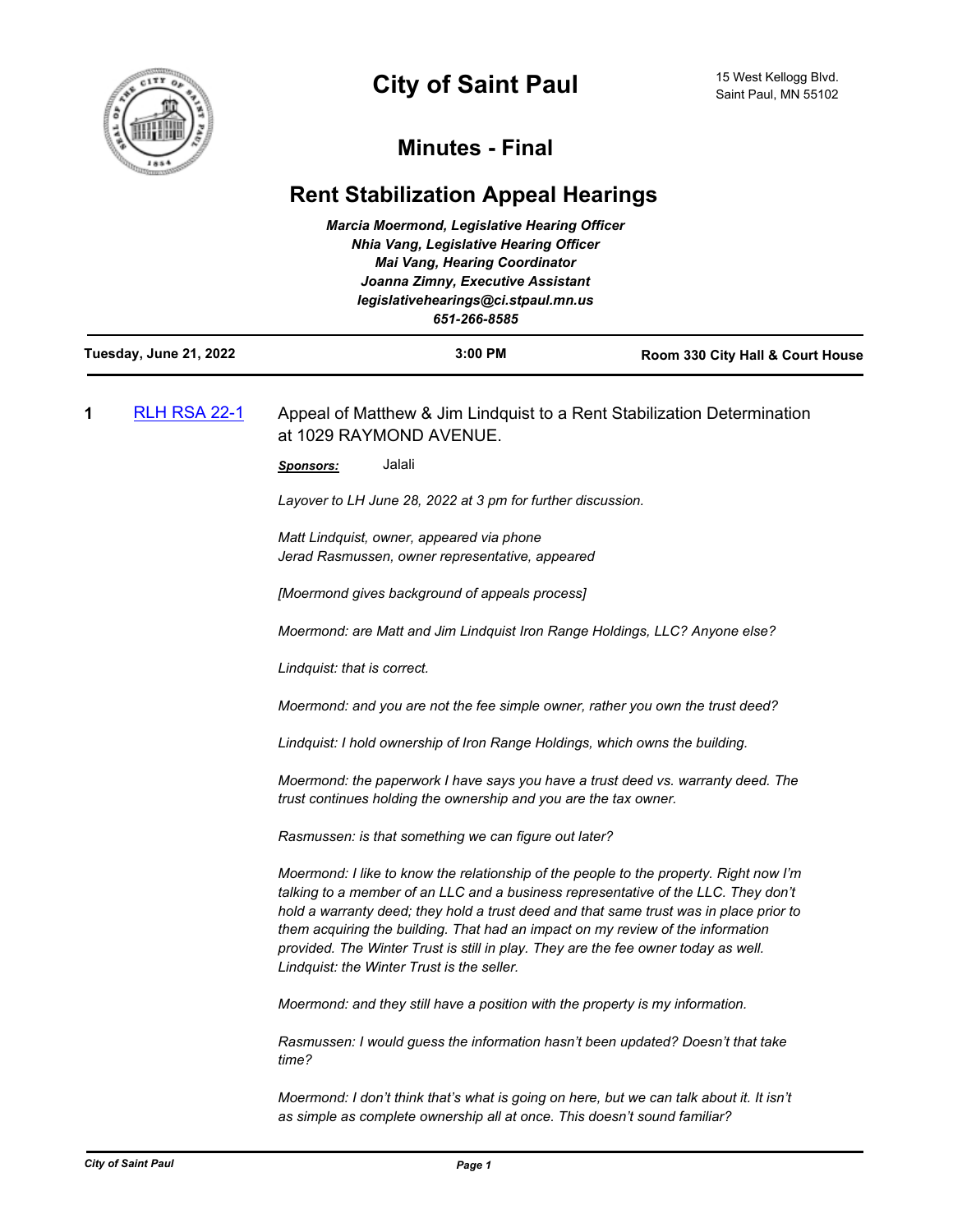# City of Saint Paul

15 West Kellogg Blvd.
Saint Paul, MN 55102

## Minutes - Final

## Rent Stabilization Appeal Hearings

***Marcia Moermond, Legislative Hearing Officer***
***Nhia Vang, Legislative Hearing Officer***
***Mai Vang, Hearing Coordinator***
***Joanna Zimny, Executive Assistant***
***legislativehearings@ci.stpaul.mn.us***
***651-266-8585***

| **Tuesday, June 21, 2022** | **3:00 PM** | **Room 330 City Hall & Court House** |
|---|---|---|

**1** RLH RSA 22-1 Appeal of Matthew & Jim Lindquist to a Rent Stabilization Determination at 1029 RAYMOND AVENUE.

***Sponsors:*** Jalali

*Layover to LH June 28, 2022 at 3 pm for further discussion.*

*Matt Lindquist, owner, appeared via phone*
*Jerad Rasmussen, owner representative, appeared*

*[Moermond gives background of appeals process]*

*Moermond: are Matt and Jim Lindquist Iron Range Holdings, LLC? Anyone else?*

*Lindquist: that is correct.*

*Moermond: and you are not the fee simple owner, rather you own the trust deed?*

*Lindquist: I hold ownership of Iron Range Holdings, which owns the building.*

*Moermond: the paperwork I have says you have a trust deed vs. warranty deed. The trust continues holding the ownership and you are the tax owner.*

*Rasmussen: is that something we can figure out later?*

*Moermond: I like to know the relationship of the people to the property. Right now I'm talking to a member of an LLC and a business representative of the LLC. They don't hold a warranty deed; they hold a trust deed and that same trust was in place prior to them acquiring the building. That had an impact on my review of the information provided. The Winter Trust is still in play. They are the fee owner today as well.*
*Lindquist: the Winter Trust is the seller.*

*Moermond: and they still have a position with the property is my information.*

*Rasmussen: I would guess the information hasn't been updated? Doesn't that take time?*

*Moermond: I don't think that's what is going on here, but we can talk about it. It isn't as simple as complete ownership all at once. This doesn't sound familiar?*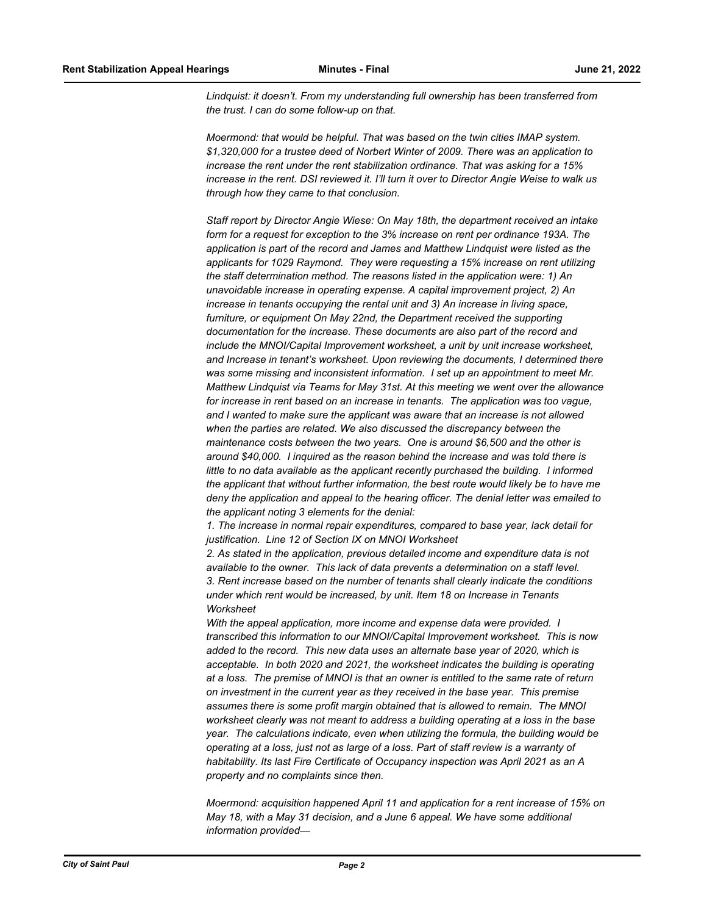*Lindquist: it doesn't. From my understanding full ownership has been transferred from the trust. I can do some follow-up on that.*

*Moermond: that would be helpful. That was based on the twin cities IMAP system. $1,320,000 for a trustee deed of Norbert Winter of 2009. There was an application to increase the rent under the rent stabilization ordinance. That was asking for a 15% increase in the rent. DSI reviewed it. I'll turn it over to Director Angie Weise to walk us through how they came to that conclusion.*

*Staff report by Director Angie Wiese: On May 18th, the department received an intake form for a request for exception to the 3% increase on rent per ordinance 193A. The application is part of the record and James and Matthew Lindquist were listed as the applicants for 1029 Raymond. They were requesting a 15% increase on rent utilizing the staff determination method. The reasons listed in the application were: 1) An unavoidable increase in operating expense. A capital improvement project, 2) An increase in tenants occupying the rental unit and 3) An increase in living space, furniture, or equipment On May 22nd, the Department received the supporting documentation for the increase. These documents are also part of the record and include the MNOI/Capital Improvement worksheet, a unit by unit increase worksheet, and Increase in tenant's worksheet. Upon reviewing the documents, I determined there was some missing and inconsistent information. I set up an appointment to meet Mr. Matthew Lindquist via Teams for May 31st. At this meeting we went over the allowance for increase in rent based on an increase in tenants. The application was too vague, and I wanted to make sure the applicant was aware that an increase is not allowed when the parties are related. We also discussed the discrepancy between the maintenance costs between the two years. One is around $6,500 and the other is around $40,000. I inquired as the reason behind the increase and was told there is little to no data available as the applicant recently purchased the building. I informed the applicant that without further information, the best route would likely be to have me deny the application and appeal to the hearing officer. The denial letter was emailed to the applicant noting 3 elements for the denial:*

*1. The increase in normal repair expenditures, compared to base year, lack detail for justification. Line 12 of Section IX on MNOI Worksheet*

*2. As stated in the application, previous detailed income and expenditure data is not available to the owner. This lack of data prevents a determination on a staff level.*

*3. Rent increase based on the number of tenants shall clearly indicate the conditions under which rent would be increased, by unit. Item 18 on Increase in Tenants Worksheet*

*With the appeal application, more income and expense data were provided. I transcribed this information to our MNOI/Capital Improvement worksheet. This is now added to the record. This new data uses an alternate base year of 2020, which is acceptable. In both 2020 and 2021, the worksheet indicates the building is operating at a loss. The premise of MNOI is that an owner is entitled to the same rate of return on investment in the current year as they received in the base year. This premise assumes there is some profit margin obtained that is allowed to remain. The MNOI worksheet clearly was not meant to address a building operating at a loss in the base year. The calculations indicate, even when utilizing the formula, the building would be operating at a loss, just not as large of a loss. Part of staff review is a warranty of habitability. Its last Fire Certificate of Occupancy inspection was April 2021 as an A property and no complaints since then.*

*Moermond: acquisition happened April 11 and application for a rent increase of 15% on May 18, with a May 31 decision, and a June 6 appeal. We have some additional information provided—*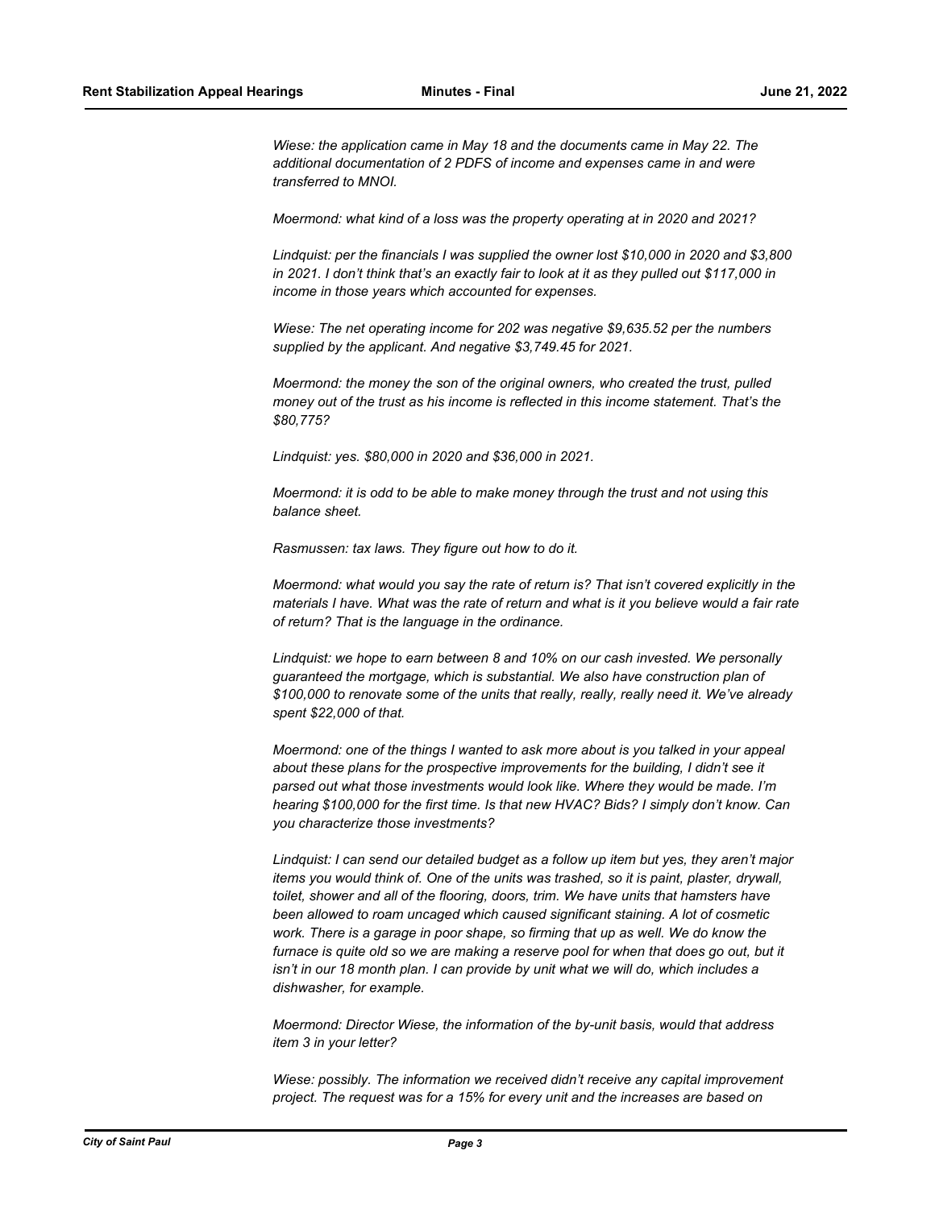*Wiese: the application came in May 18 and the documents came in May 22. The additional documentation of 2 PDFS of income and expenses came in and were transferred to MNOI.*

*Moermond: what kind of a loss was the property operating at in 2020 and 2021?*

*Lindquist: per the financials I was supplied the owner lost $10,000 in 2020 and $3,800 in 2021. I don't think that's an exactly fair to look at it as they pulled out $117,000 in income in those years which accounted for expenses.*

*Wiese: The net operating income for 202 was negative $9,635.52 per the numbers supplied by the applicant. And negative $3,749.45 for 2021.*

*Moermond: the money the son of the original owners, who created the trust, pulled money out of the trust as his income is reflected in this income statement. That's the $80,775?*

*Lindquist: yes. $80,000 in 2020 and $36,000 in 2021.*

*Moermond: it is odd to be able to make money through the trust and not using this balance sheet.*

*Rasmussen: tax laws. They figure out how to do it.*

*Moermond: what would you say the rate of return is? That isn't covered explicitly in the materials I have. What was the rate of return and what is it you believe would a fair rate of return? That is the language in the ordinance.*

*Lindquist: we hope to earn between 8 and 10% on our cash invested. We personally guaranteed the mortgage, which is substantial. We also have construction plan of $100,000 to renovate some of the units that really, really, really need it. We've already spent $22,000 of that.*

*Moermond: one of the things I wanted to ask more about is you talked in your appeal about these plans for the prospective improvements for the building, I didn't see it parsed out what those investments would look like. Where they would be made. I'm hearing $100,000 for the first time. Is that new HVAC? Bids? I simply don't know. Can you characterize those investments?*

*Lindquist: I can send our detailed budget as a follow up item but yes, they aren't major items you would think of. One of the units was trashed, so it is paint, plaster, drywall, toilet, shower and all of the flooring, doors, trim. We have units that hamsters have been allowed to roam uncaged which caused significant staining. A lot of cosmetic work. There is a garage in poor shape, so firming that up as well. We do know the furnace is quite old so we are making a reserve pool for when that does go out, but it isn't in our 18 month plan. I can provide by unit what we will do, which includes a dishwasher, for example.*

*Moermond: Director Wiese, the information of the by-unit basis, would that address item 3 in your letter?*

*Wiese: possibly. The information we received didn't receive any capital improvement project. The request was for a 15% for every unit and the increases are based on*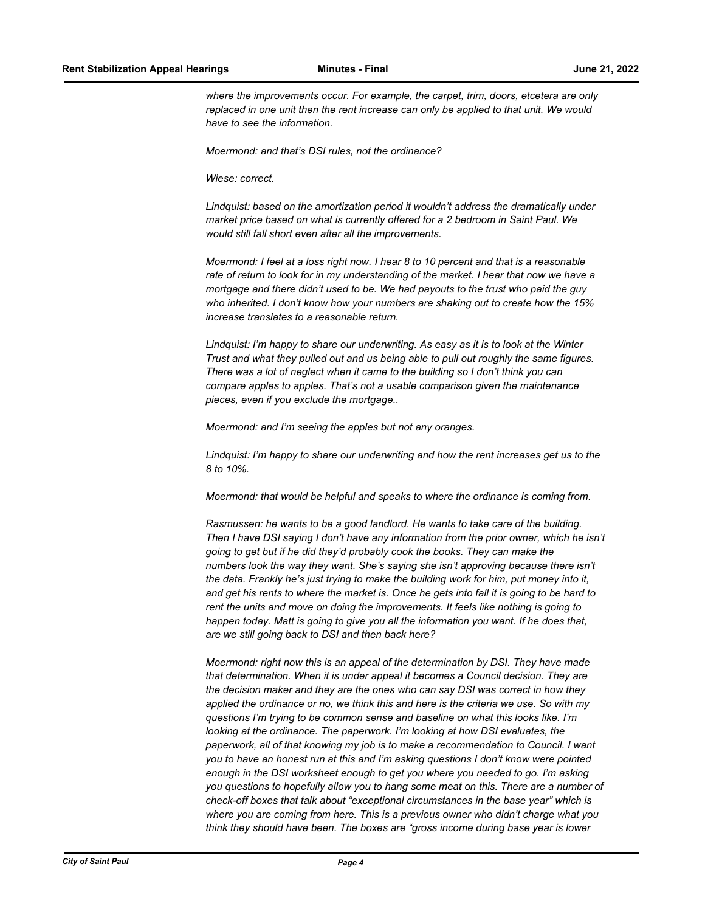*where the improvements occur. For example, the carpet, trim, doors, etcetera are only replaced in one unit then the rent increase can only be applied to that unit. We would have to see the information.*

*Moermond: and that's DSI rules, not the ordinance?*

*Wiese: correct.*

*Lindquist: based on the amortization period it wouldn't address the dramatically under market price based on what is currently offered for a 2 bedroom in Saint Paul. We would still fall short even after all the improvements.*

*Moermond: I feel at a loss right now. I hear 8 to 10 percent and that is a reasonable rate of return to look for in my understanding of the market. I hear that now we have a mortgage and there didn't used to be. We had payouts to the trust who paid the guy who inherited. I don't know how your numbers are shaking out to create how the 15% increase translates to a reasonable return.*

*Lindquist: I'm happy to share our underwriting. As easy as it is to look at the Winter Trust and what they pulled out and us being able to pull out roughly the same figures. There was a lot of neglect when it came to the building so I don't think you can compare apples to apples. That's not a usable comparison given the maintenance pieces, even if you exclude the mortgage..*

*Moermond: and I'm seeing the apples but not any oranges.*

*Lindquist: I'm happy to share our underwriting and how the rent increases get us to the 8 to 10%.*

*Moermond: that would be helpful and speaks to where the ordinance is coming from.*

*Rasmussen: he wants to be a good landlord. He wants to take care of the building. Then I have DSI saying I don't have any information from the prior owner, which he isn't going to get but if he did they'd probably cook the books. They can make the numbers look the way they want. She's saying she isn't approving because there isn't the data. Frankly he's just trying to make the building work for him, put money into it, and get his rents to where the market is. Once he gets into fall it is going to be hard to rent the units and move on doing the improvements. It feels like nothing is going to happen today. Matt is going to give you all the information you want. If he does that, are we still going back to DSI and then back here?*

*Moermond: right now this is an appeal of the determination by DSI. They have made that determination. When it is under appeal it becomes a Council decision. They are the decision maker and they are the ones who can say DSI was correct in how they applied the ordinance or no, we think this and here is the criteria we use. So with my questions I'm trying to be common sense and baseline on what this looks like. I'm looking at the ordinance. The paperwork. I'm looking at how DSI evaluates, the paperwork, all of that knowing my job is to make a recommendation to Council. I want you to have an honest run at this and I'm asking questions I don't know were pointed enough in the DSI worksheet enough to get you where you needed to go. I'm asking you questions to hopefully allow you to hang some meat on this. There are a number of check-off boxes that talk about "exceptional circumstances in the base year" which is where you are coming from here. This is a previous owner who didn't charge what you think they should have been. The boxes are "gross income during base year is lower*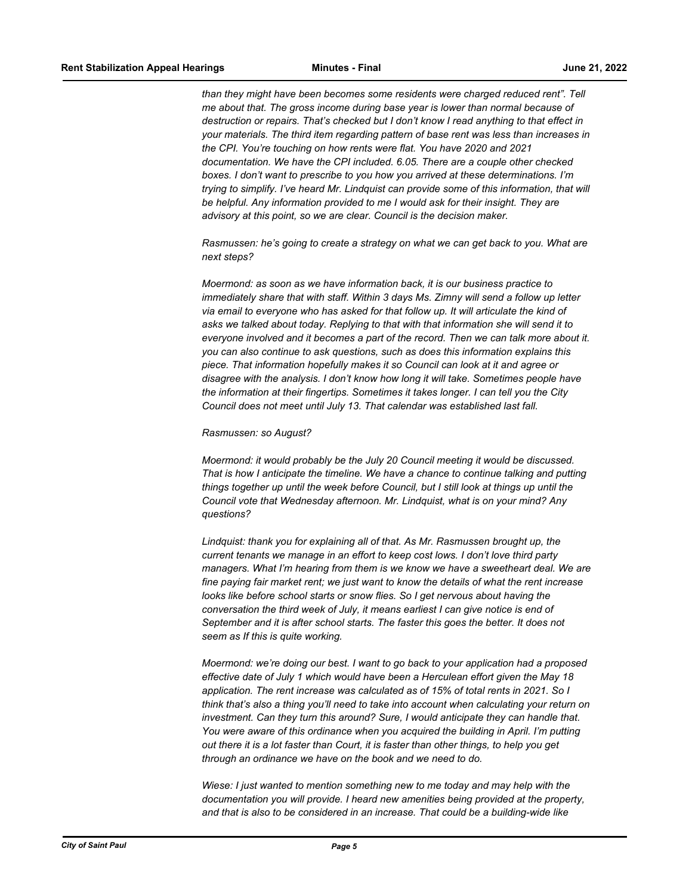*than they might have been becomes some residents were charged reduced rent". Tell me about that. The gross income during base year is lower than normal because of destruction or repairs. That's checked but I don't know I read anything to that effect in your materials. The third item regarding pattern of base rent was less than increases in the CPI. You're touching on how rents were flat. You have 2020 and 2021 documentation. We have the CPI included. 6.05. There are a couple other checked boxes. I don't want to prescribe to you how you arrived at these determinations. I'm trying to simplify. I've heard Mr. Lindquist can provide some of this information, that will be helpful. Any information provided to me I would ask for their insight. They are advisory at this point, so we are clear. Council is the decision maker.*

*Rasmussen: he's going to create a strategy on what we can get back to you. What are next steps?*

*Moermond: as soon as we have information back, it is our business practice to immediately share that with staff. Within 3 days Ms. Zimny will send a follow up letter via email to everyone who has asked for that follow up. It will articulate the kind of asks we talked about today. Replying to that with that information she will send it to everyone involved and it becomes a part of the record. Then we can talk more about it. you can also continue to ask questions, such as does this information explains this piece. That information hopefully makes it so Council can look at it and agree or disagree with the analysis. I don't know how long it will take. Sometimes people have the information at their fingertips. Sometimes it takes longer. I can tell you the City Council does not meet until July 13. That calendar was established last fall.*

*Rasmussen: so August?*

*Moermond: it would probably be the July 20 Council meeting it would be discussed. That is how I anticipate the timeline. We have a chance to continue talking and putting things together up until the week before Council, but I still look at things up until the Council vote that Wednesday afternoon. Mr. Lindquist, what is on your mind? Any questions?*

*Lindquist: thank you for explaining all of that. As Mr. Rasmussen brought up, the current tenants we manage in an effort to keep cost lows. I don't love third party managers. What I'm hearing from them is we know we have a sweetheart deal. We are fine paying fair market rent; we just want to know the details of what the rent increase looks like before school starts or snow flies. So I get nervous about having the conversation the third week of July, it means earliest I can give notice is end of September and it is after school starts. The faster this goes the better. It does not seem as If this is quite working.*

*Moermond: we're doing our best. I want to go back to your application had a proposed effective date of July 1 which would have been a Herculean effort given the May 18 application. The rent increase was calculated as of 15% of total rents in 2021. So I think that's also a thing you'll need to take into account when calculating your return on investment. Can they turn this around? Sure, I would anticipate they can handle that. You were aware of this ordinance when you acquired the building in April. I'm putting out there it is a lot faster than Court, it is faster than other things, to help you get through an ordinance we have on the book and we need to do.*

*Wiese: I just wanted to mention something new to me today and may help with the documentation you will provide. I heard new amenities being provided at the property, and that is also to be considered in an increase. That could be a building-wide like*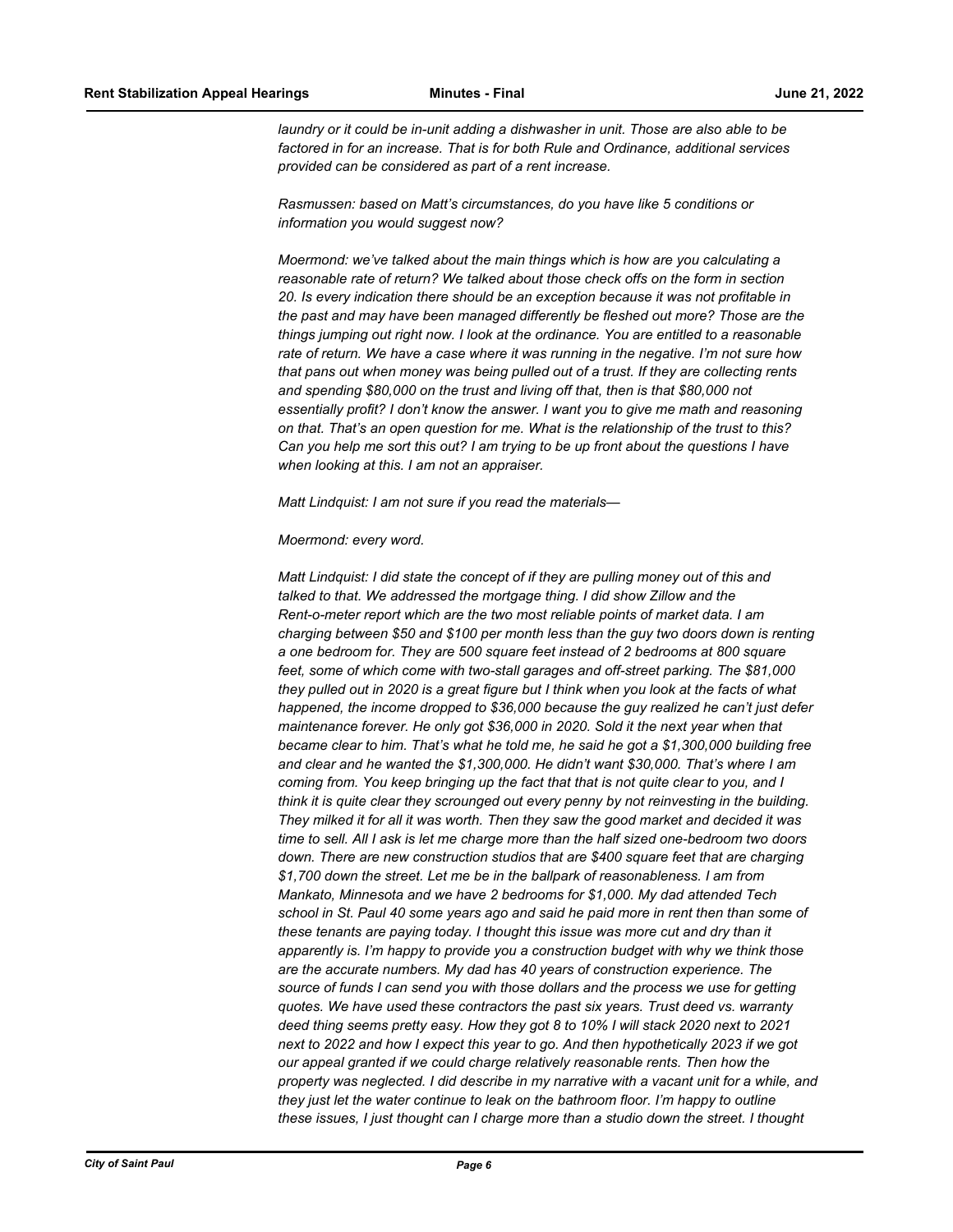*laundry or it could be in-unit adding a dishwasher in unit. Those are also able to be factored in for an increase. That is for both Rule and Ordinance, additional services provided can be considered as part of a rent increase.*

*Rasmussen: based on Matt's circumstances, do you have like 5 conditions or information you would suggest now?*

*Moermond: we've talked about the main things which is how are you calculating a reasonable rate of return? We talked about those check offs on the form in section 20. Is every indication there should be an exception because it was not profitable in the past and may have been managed differently be fleshed out more? Those are the things jumping out right now. I look at the ordinance. You are entitled to a reasonable rate of return. We have a case where it was running in the negative. I'm not sure how that pans out when money was being pulled out of a trust. If they are collecting rents and spending $80,000 on the trust and living off that, then is that $80,000 not essentially profit? I don't know the answer. I want you to give me math and reasoning on that. That's an open question for me. What is the relationship of the trust to this? Can you help me sort this out? I am trying to be up front about the questions I have when looking at this. I am not an appraiser.*

*Matt Lindquist: I am not sure if you read the materials—*

*Moermond: every word.*

*Matt Lindquist: I did state the concept of if they are pulling money out of this and talked to that. We addressed the mortgage thing. I did show Zillow and the Rent-o-meter report which are the two most reliable points of market data. I am charging between $50 and $100 per month less than the guy two doors down is renting a one bedroom for. They are 500 square feet instead of 2 bedrooms at 800 square feet, some of which come with two-stall garages and off-street parking. The $81,000 they pulled out in 2020 is a great figure but I think when you look at the facts of what happened, the income dropped to $36,000 because the guy realized he can't just defer maintenance forever. He only got $36,000 in 2020. Sold it the next year when that became clear to him. That's what he told me, he said he got a $1,300,000 building free and clear and he wanted the $1,300,000. He didn't want $30,000. That's where I am coming from. You keep bringing up the fact that that is not quite clear to you, and I think it is quite clear they scrounged out every penny by not reinvesting in the building. They milked it for all it was worth. Then they saw the good market and decided it was time to sell. All I ask is let me charge more than the half sized one-bedroom two doors down. There are new construction studios that are $400 square feet that are charging $1,700 down the street. Let me be in the ballpark of reasonableness. I am from Mankato, Minnesota and we have 2 bedrooms for $1,000. My dad attended Tech school in St. Paul 40 some years ago and said he paid more in rent then than some of these tenants are paying today. I thought this issue was more cut and dry than it apparently is. I'm happy to provide you a construction budget with why we think those are the accurate numbers. My dad has 40 years of construction experience. The source of funds I can send you with those dollars and the process we use for getting quotes. We have used these contractors the past six years. Trust deed vs. warranty deed thing seems pretty easy. How they got 8 to 10% I will stack 2020 next to 2021 next to 2022 and how I expect this year to go. And then hypothetically 2023 if we got our appeal granted if we could charge relatively reasonable rents. Then how the property was neglected. I did describe in my narrative with a vacant unit for a while, and they just let the water continue to leak on the bathroom floor. I'm happy to outline these issues, I just thought can I charge more than a studio down the street. I thought*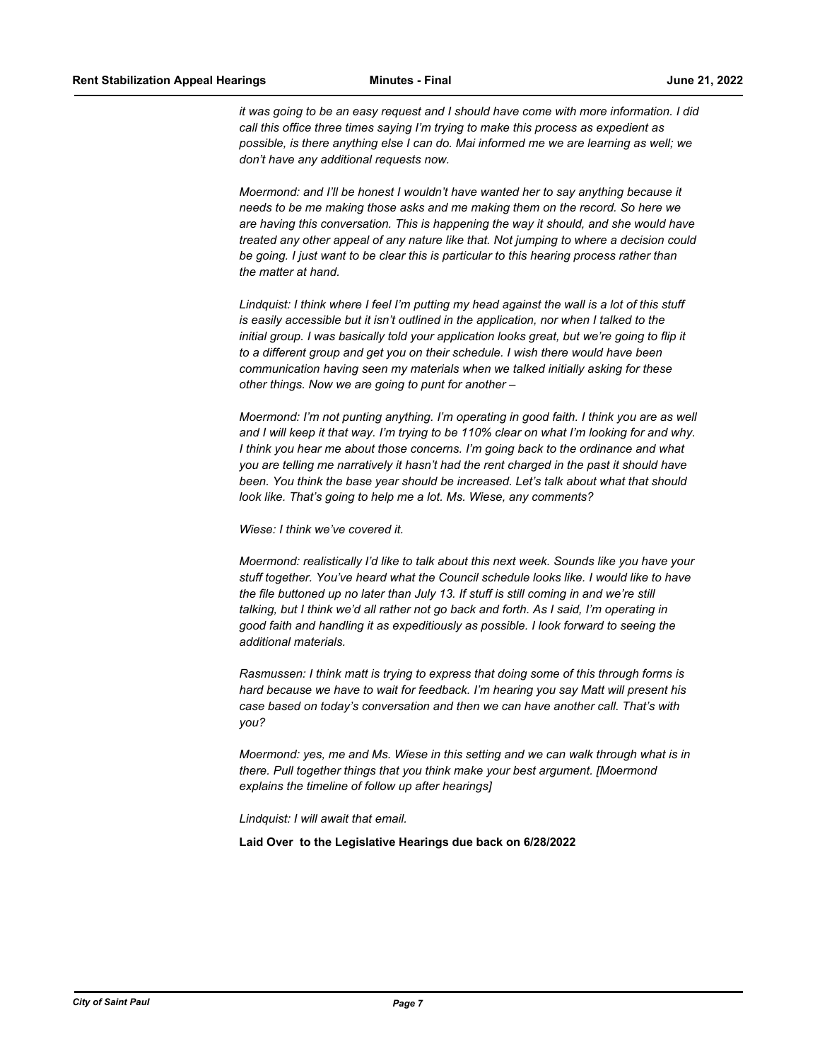*it was going to be an easy request and I should have come with more information. I did call this office three times saying I'm trying to make this process as expedient as possible, is there anything else I can do. Mai informed me we are learning as well; we don't have any additional requests now.*

*Moermond: and I'll be honest I wouldn't have wanted her to say anything because it needs to be me making those asks and me making them on the record. So here we are having this conversation. This is happening the way it should, and she would have treated any other appeal of any nature like that. Not jumping to where a decision could be going. I just want to be clear this is particular to this hearing process rather than the matter at hand.*

*Lindquist: I think where I feel I'm putting my head against the wall is a lot of this stuff is easily accessible but it isn't outlined in the application, nor when I talked to the initial group. I was basically told your application looks great, but we're going to flip it to a different group and get you on their schedule. I wish there would have been communication having seen my materials when we talked initially asking for these other things. Now we are going to punt for another –*

*Moermond: I'm not punting anything. I'm operating in good faith. I think you are as well and I will keep it that way. I'm trying to be 110% clear on what I'm looking for and why. I think you hear me about those concerns. I'm going back to the ordinance and what you are telling me narratively it hasn't had the rent charged in the past it should have been. You think the base year should be increased. Let's talk about what that should look like. That's going to help me a lot. Ms. Wiese, any comments?*

*Wiese: I think we've covered it.*

*Moermond: realistically I'd like to talk about this next week. Sounds like you have your stuff together. You've heard what the Council schedule looks like. I would like to have the file buttoned up no later than July 13. If stuff is still coming in and we're still talking, but I think we'd all rather not go back and forth. As I said, I'm operating in good faith and handling it as expeditiously as possible. I look forward to seeing the additional materials.*

*Rasmussen: I think matt is trying to express that doing some of this through forms is hard because we have to wait for feedback. I'm hearing you say Matt will present his case based on today's conversation and then we can have another call. That's with you?*

*Moermond: yes, me and Ms. Wiese in this setting and we can walk through what is in there. Pull together things that you think make your best argument. [Moermond explains the timeline of follow up after hearings]*

*Lindquist: I will await that email.*

**Laid Over to the Legislative Hearings due back on 6/28/2022**